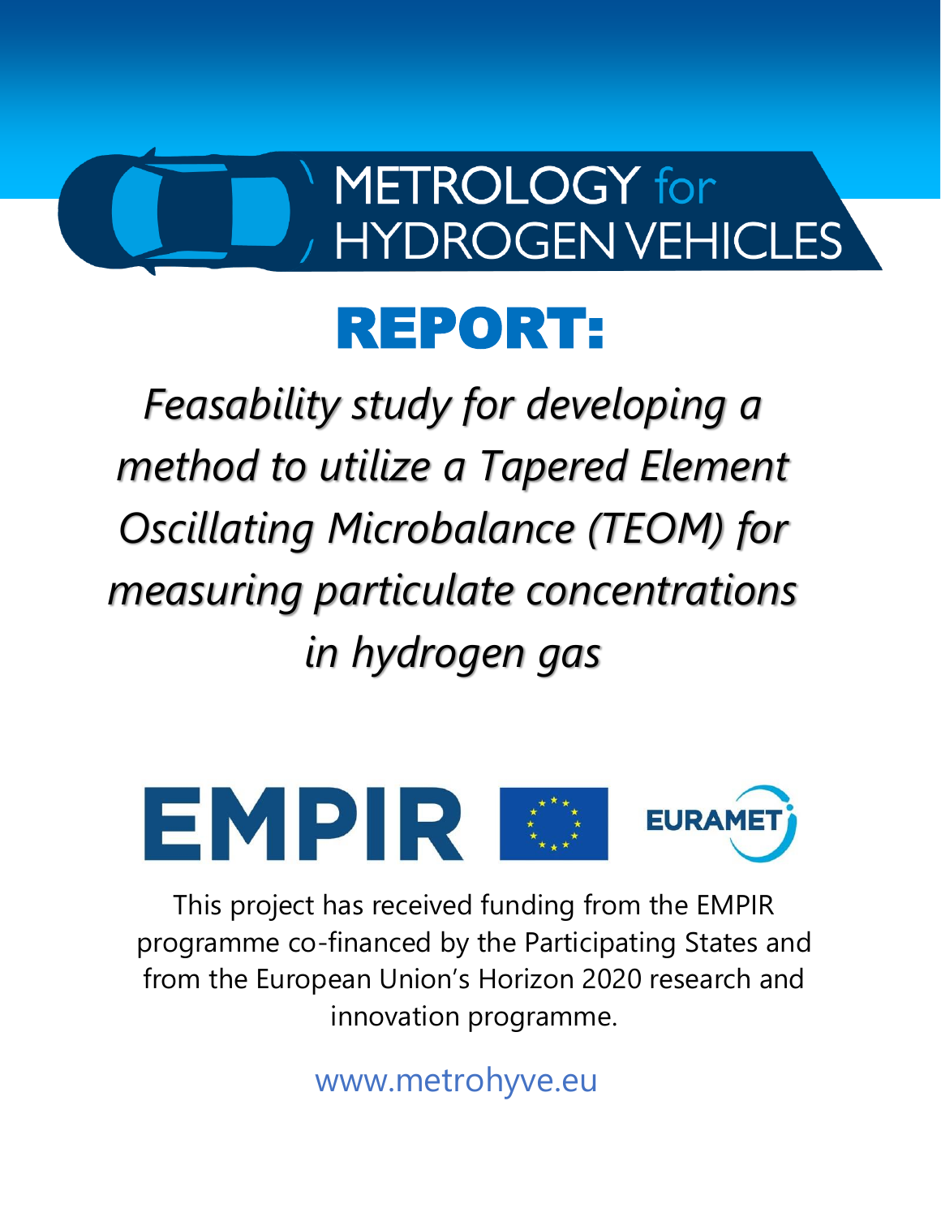# METROLOGY for HYDROGEN VEHICLES

# REPORT:

## *Feasability study for developing a method to utilize a Tapered Element Oscillating Microbalance (TEOM) for measuring particulate concentrations in hydrogen gas*

EMPIR EURAMET

This project has received funding from the EMPIR programme co-financed by the Participating States and from the European Union's Horizon 2020 research and innovation programme.

www.metrohyve.eu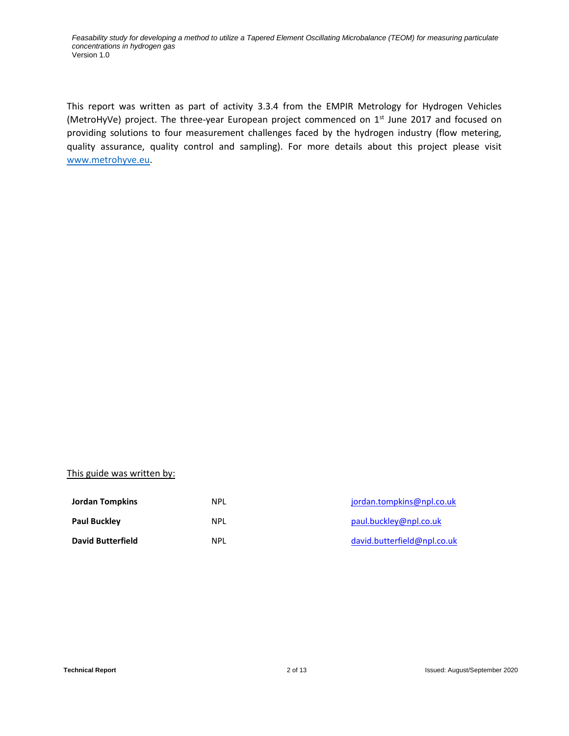This report was written as part of activity 3.3.4 from the EMPIR Metrology for Hydrogen Vehicles (MetroHyVe) project. The three-year European project commenced on 1st June 2017 and focused on providing solutions to four measurement challenges faced by the hydrogen industry (flow metering, quality assurance, quality control and sampling). For more details about this project please visit www.metrohyve.eu.

This guide was written by:

| | | |
|---|---|---|
| **Jordan Tompkins** | NPL | jordan.tompkins@npl.co.uk |
| **Paul Buckley** | NPL | paul.buckley@npl.co.uk |
| **David Butterfield** | NPL | david.butterfield@npl.co.uk |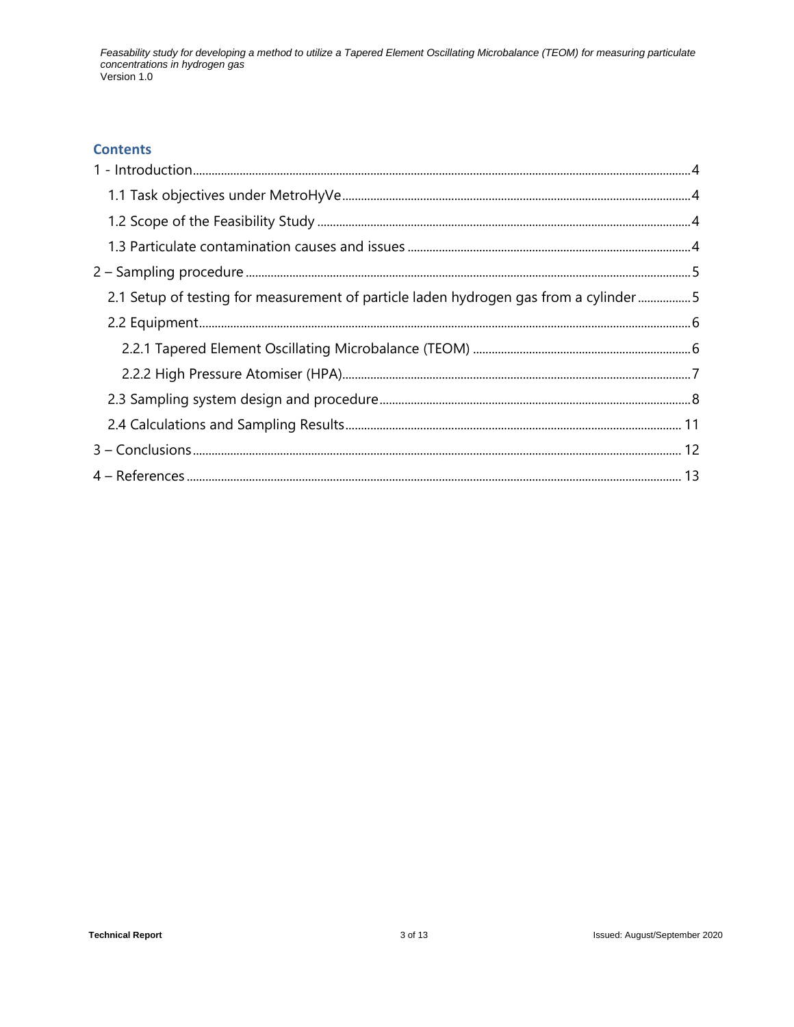## Contents

1 - Introduction ..... 4

- 1.1 Task objectives under MetroHyVe ..... 4
- 1.2 Scope of the Feasibility Study ..... 4
- 1.3 Particulate contamination causes and issues ..... 4

2 – Sampling procedure ..... 5

- 2.1 Setup of testing for measurement of particle laden hydrogen gas from a cylinder ..... 5
- 2.2 Equipment ..... 6
  - 2.2.1 Tapered Element Oscillating Microbalance (TEOM) ..... 6
  - 2.2.2 High Pressure Atomiser (HPA) ..... 7
- 2.3 Sampling system design and procedure ..... 8
- 2.4 Calculations and Sampling Results ..... 11

3 – Conclusions ..... 12

4 – References ..... 13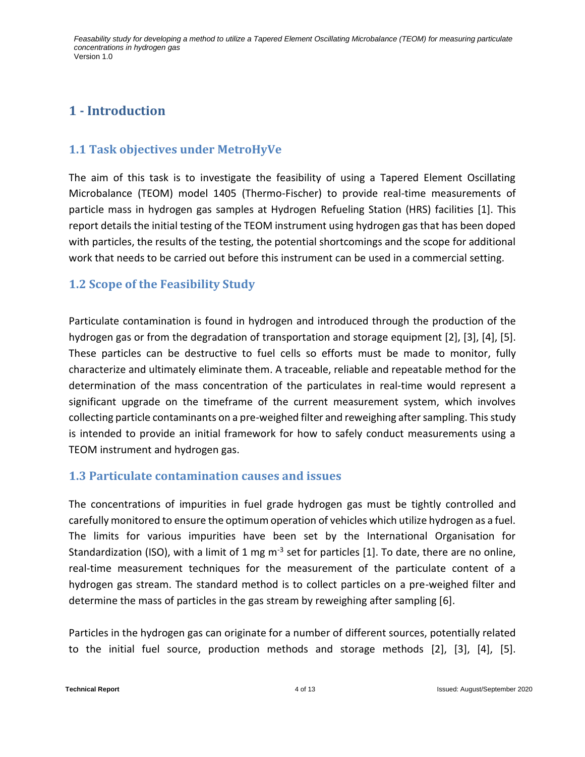# 1 - Introduction

## 1.1 Task objectives under MetroHyVe

The aim of this task is to investigate the feasibility of using a Tapered Element Oscillating Microbalance (TEOM) model 1405 (Thermo-Fischer) to provide real-time measurements of particle mass in hydrogen gas samples at Hydrogen Refueling Station (HRS) facilities [1]. This report details the initial testing of the TEOM instrument using hydrogen gas that has been doped with particles, the results of the testing, the potential shortcomings and the scope for additional work that needs to be carried out before this instrument can be used in a commercial setting.

## 1.2 Scope of the Feasibility Study

Particulate contamination is found in hydrogen and introduced through the production of the hydrogen gas or from the degradation of transportation and storage equipment [2], [3], [4], [5]. These particles can be destructive to fuel cells so efforts must be made to monitor, fully characterize and ultimately eliminate them. A traceable, reliable and repeatable method for the determination of the mass concentration of the particulates in real-time would represent a significant upgrade on the timeframe of the current measurement system, which involves collecting particle contaminants on a pre-weighed filter and reweighing after sampling. This study is intended to provide an initial framework for how to safely conduct measurements using a TEOM instrument and hydrogen gas.

## 1.3 Particulate contamination causes and issues

The concentrations of impurities in fuel grade hydrogen gas must be tightly controlled and carefully monitored to ensure the optimum operation of vehicles which utilize hydrogen as a fuel. The limits for various impurities have been set by the International Organisation for Standardization (ISO), with a limit of 1 mg $m^{-3}$ set for particles [1]. To date, there are no online, real-time measurement techniques for the measurement of the particulate content of a hydrogen gas stream. The standard method is to collect particles on a pre-weighed filter and determine the mass of particles in the gas stream by reweighing after sampling [6].

Particles in the hydrogen gas can originate for a number of different sources, potentially related to the initial fuel source, production methods and storage methods [2], [3], [4], [5].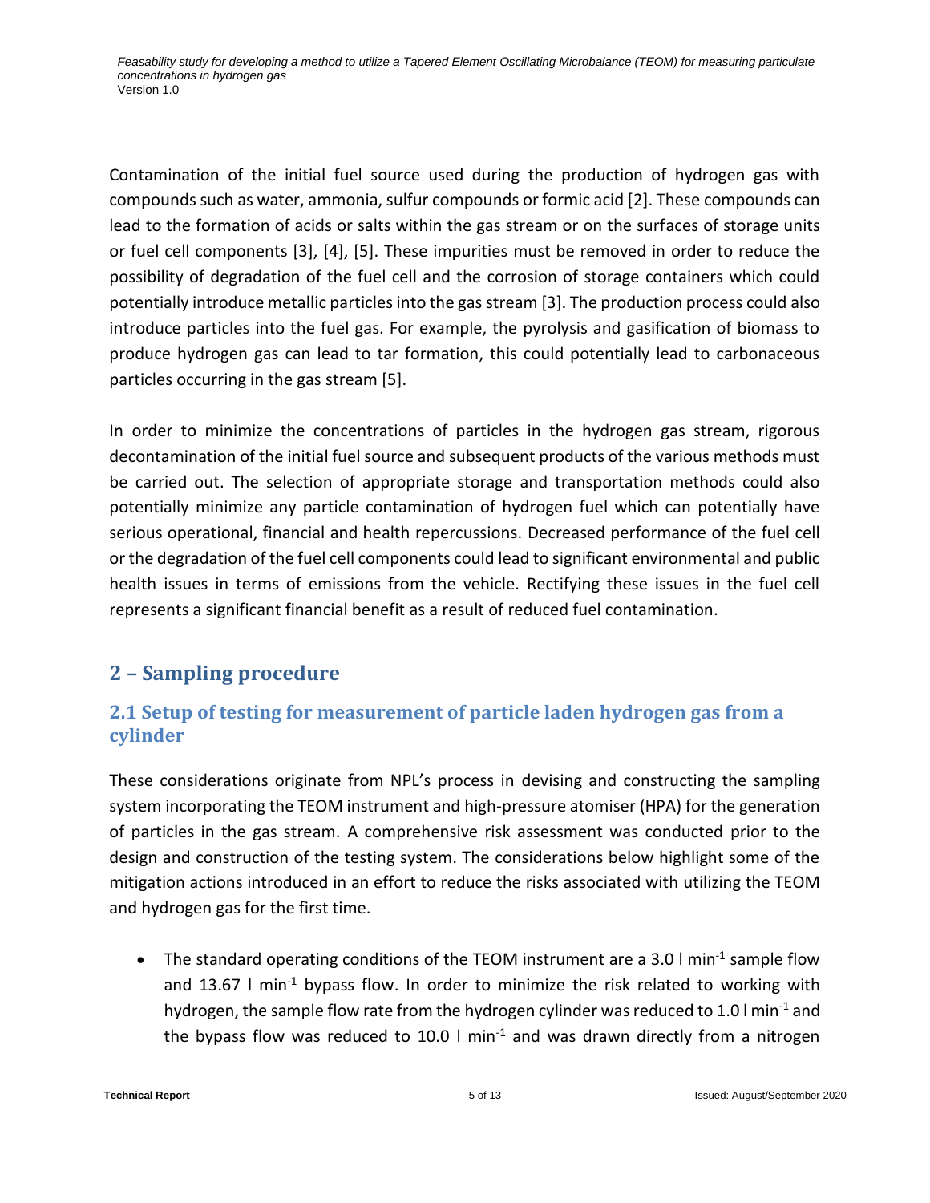Contamination of the initial fuel source used during the production of hydrogen gas with compounds such as water, ammonia, sulfur compounds or formic acid [2]. These compounds can lead to the formation of acids or salts within the gas stream or on the surfaces of storage units or fuel cell components [3], [4], [5]. These impurities must be removed in order to reduce the possibility of degradation of the fuel cell and the corrosion of storage containers which could potentially introduce metallic particles into the gas stream [3]. The production process could also introduce particles into the fuel gas. For example, the pyrolysis and gasification of biomass to produce hydrogen gas can lead to tar formation, this could potentially lead to carbonaceous particles occurring in the gas stream [5].

In order to minimize the concentrations of particles in the hydrogen gas stream, rigorous decontamination of the initial fuel source and subsequent products of the various methods must be carried out. The selection of appropriate storage and transportation methods could also potentially minimize any particle contamination of hydrogen fuel which can potentially have serious operational, financial and health repercussions. Decreased performance of the fuel cell or the degradation of the fuel cell components could lead to significant environmental and public health issues in terms of emissions from the vehicle. Rectifying these issues in the fuel cell represents a significant financial benefit as a result of reduced fuel contamination.

## 2 – Sampling procedure

### 2.1 Setup of testing for measurement of particle laden hydrogen gas from a cylinder

These considerations originate from NPL's process in devising and constructing the sampling system incorporating the TEOM instrument and high-pressure atomiser (HPA) for the generation of particles in the gas stream. A comprehensive risk assessment was conducted prior to the design and construction of the testing system. The considerations below highlight some of the mitigation actions introduced in an effort to reduce the risks associated with utilizing the TEOM and hydrogen gas for the first time.

- The standard operating conditions of the TEOM instrument are a 3.0 l $min^{-1}$ sample flow and 13.67 l $min^{-1}$ bypass flow. In order to minimize the risk related to working with hydrogen, the sample flow rate from the hydrogen cylinder was reduced to 1.0 l $min^{-1}$ and the bypass flow was reduced to 10.0 l $min^{-1}$ and was drawn directly from a nitrogen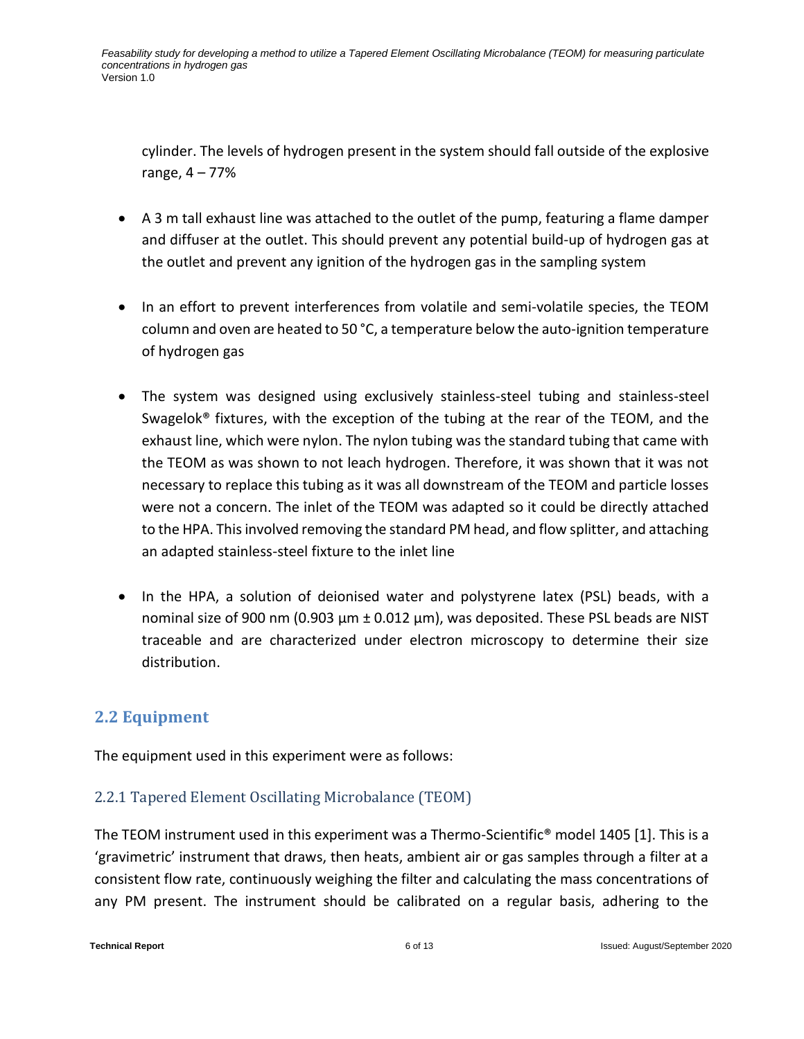cylinder. The levels of hydrogen present in the system should fall outside of the explosive range, 4 – 77%

- A 3 m tall exhaust line was attached to the outlet of the pump, featuring a flame damper and diffuser at the outlet. This should prevent any potential build-up of hydrogen gas at the outlet and prevent any ignition of the hydrogen gas in the sampling system

- In an effort to prevent interferences from volatile and semi-volatile species, the TEOM column and oven are heated to 50 °C, a temperature below the auto-ignition temperature of hydrogen gas

- The system was designed using exclusively stainless-steel tubing and stainless-steel Swagelok® fixtures, with the exception of the tubing at the rear of the TEOM, and the exhaust line, which were nylon. The nylon tubing was the standard tubing that came with the TEOM as was shown to not leach hydrogen. Therefore, it was shown that it was not necessary to replace this tubing as it was all downstream of the TEOM and particle losses were not a concern. The inlet of the TEOM was adapted so it could be directly attached to the HPA. This involved removing the standard PM head, and flow splitter, and attaching an adapted stainless-steel fixture to the inlet line

- In the HPA, a solution of deionised water and polystyrene latex (PSL) beads, with a nominal size of 900 nm (0.903 µm ± 0.012 µm), was deposited. These PSL beads are NIST traceable and are characterized under electron microscopy to determine their size distribution.

## 2.2 Equipment

The equipment used in this experiment were as follows:

### 2.2.1 Tapered Element Oscillating Microbalance (TEOM)

The TEOM instrument used in this experiment was a Thermo-Scientific® model 1405 [1]. This is a 'gravimetric' instrument that draws, then heats, ambient air or gas samples through a filter at a consistent flow rate, continuously weighing the filter and calculating the mass concentrations of any PM present. The instrument should be calibrated on a regular basis, adhering to the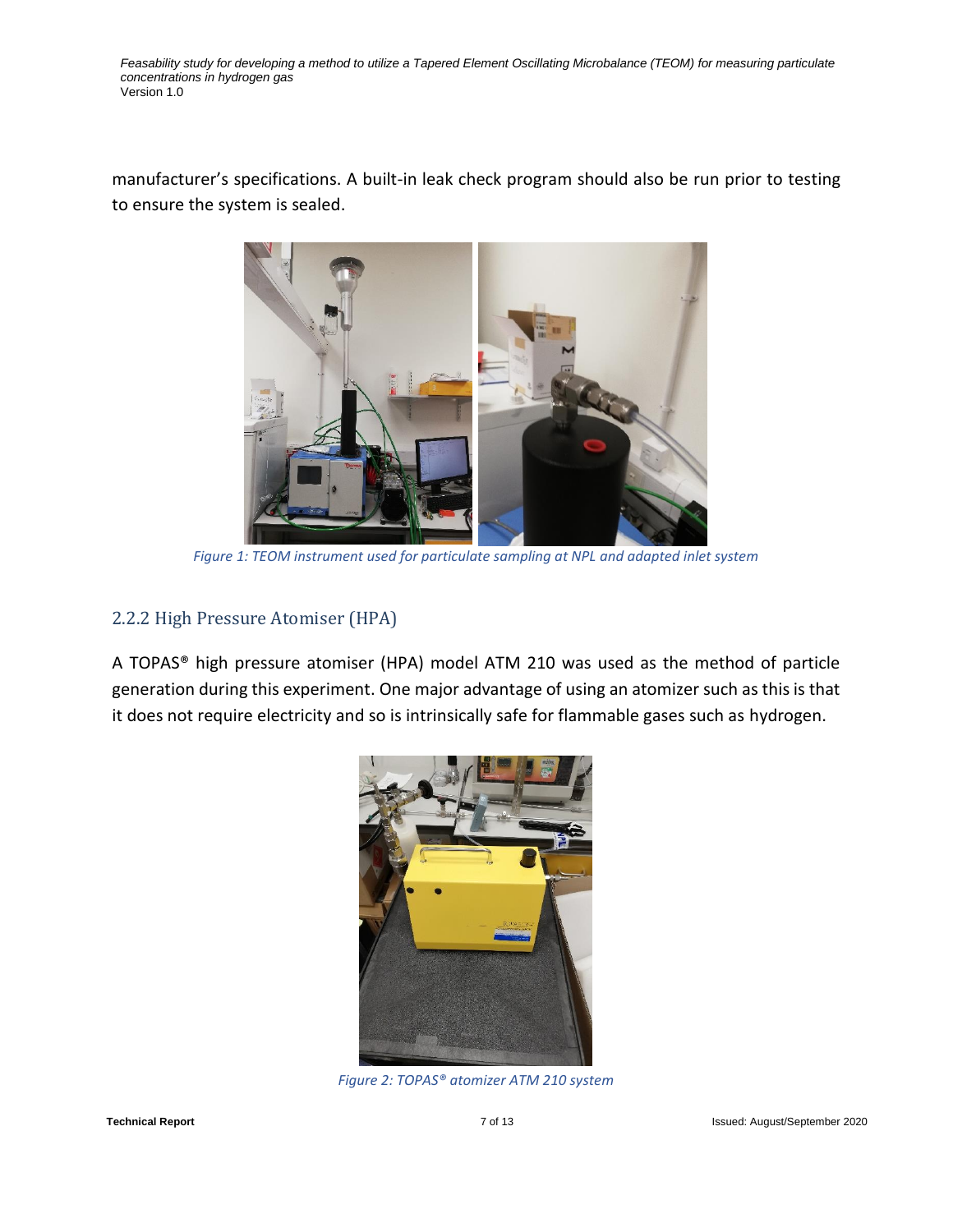manufacturer's specifications. A built-in leak check program should also be run prior to testing to ensure the system is sealed.

*Figure 1: TEOM instrument used for particulate sampling at NPL and adapted inlet system*

### 2.2.2 High Pressure Atomiser (HPA)

A TOPAS® high pressure atomiser (HPA) model ATM 210 was used as the method of particle generation during this experiment. One major advantage of using an atomizer such as this is that it does not require electricity and so is intrinsically safe for flammable gases such as hydrogen.

*Figure 2: TOPAS® atomizer ATM 210 system*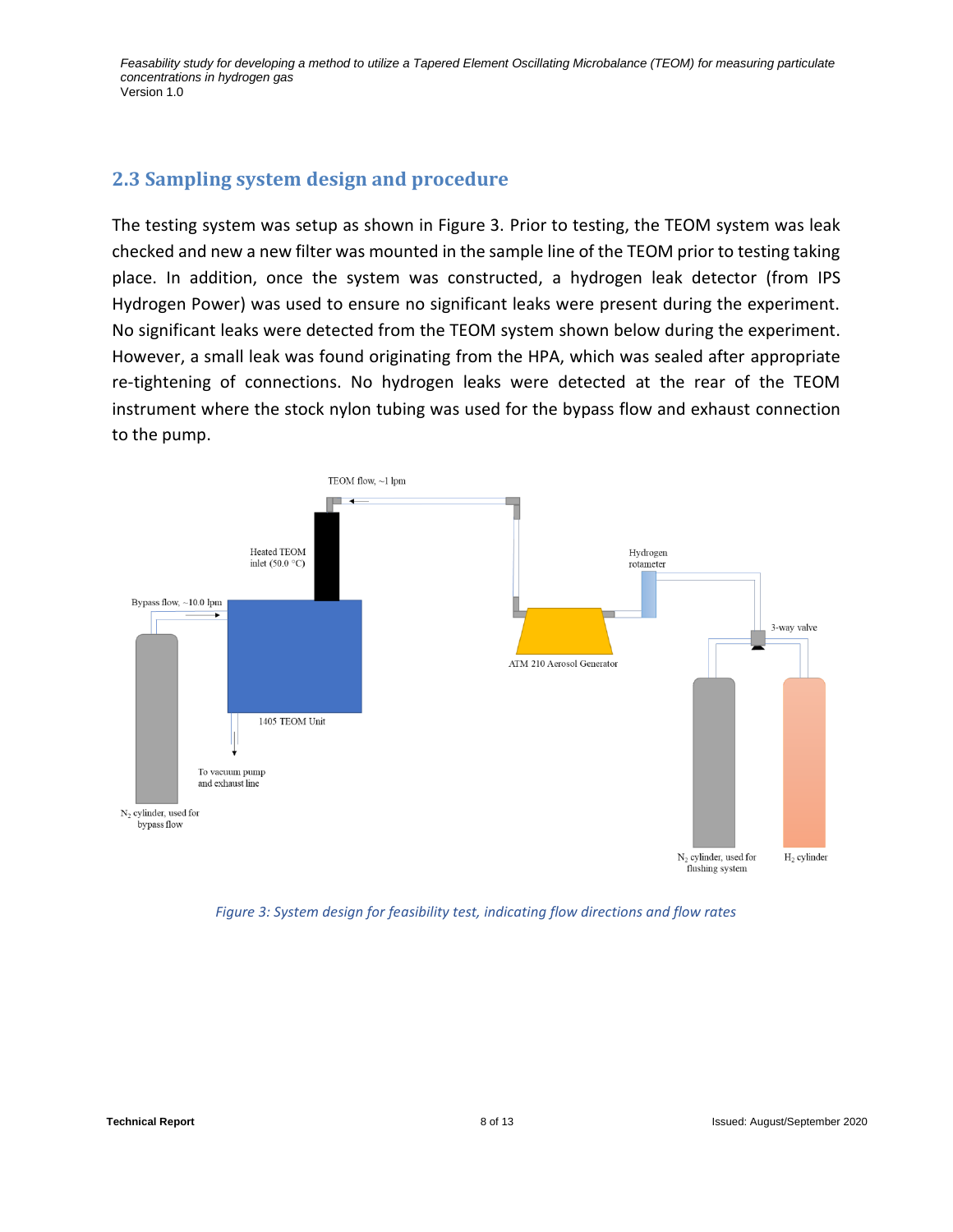## 2.3 Sampling system design and procedure

The testing system was setup as shown in Figure 3. Prior to testing, the TEOM system was leak checked and new a new filter was mounted in the sample line of the TEOM prior to testing taking place. In addition, once the system was constructed, a hydrogen leak detector (from IPS Hydrogen Power) was used to ensure no significant leaks were present during the experiment. No significant leaks were detected from the TEOM system shown below during the experiment. However, a small leak was found originating from the HPA, which was sealed after appropriate re-tightening of connections. No hydrogen leaks were detected at the rear of the TEOM instrument where the stock nylon tubing was used for the bypass flow and exhaust connection to the pump.

TEOM flow, ~1 lpm

Heated TEOM inlet (50.0 °C)

Bypass flow, ~10.0 lpm

1405 TEOM Unit

To vacuum pump and exhaust line

$N_2$ cylinder, used for bypass flow

Hydrogen rotameter

ATM 210 Aerosol Generator

3-way valve

$N_2$ cylinder, used for flushing system

$H_2$ cylinder

*Figure 3: System design for feasibility test, indicating flow directions and flow rates*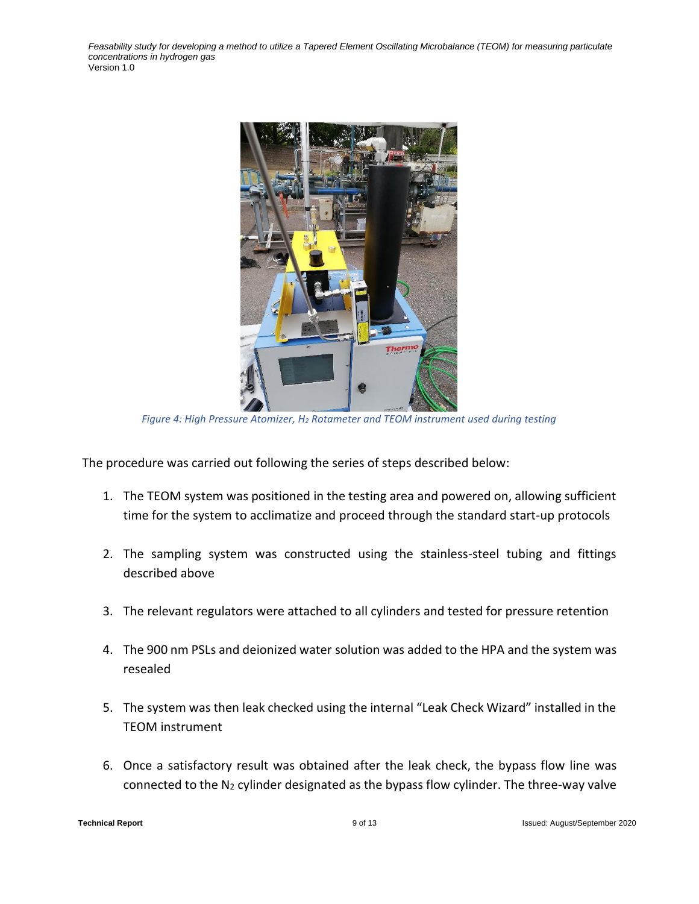*Figure 4: High Pressure Atomizer, $H_2$ Rotameter and TEOM instrument used during testing*

The procedure was carried out following the series of steps described below:

1. The TEOM system was positioned in the testing area and powered on, allowing sufficient time for the system to acclimatize and proceed through the standard start-up protocols
2. The sampling system was constructed using the stainless-steel tubing and fittings described above
3. The relevant regulators were attached to all cylinders and tested for pressure retention
4. The 900 nm PSLs and deionized water solution was added to the HPA and the system was resealed
5. The system was then leak checked using the internal "Leak Check Wizard" installed in the TEOM instrument
6. Once a satisfactory result was obtained after the leak check, the bypass flow line was connected to the $N_2$ cylinder designated as the bypass flow cylinder. The three-way valve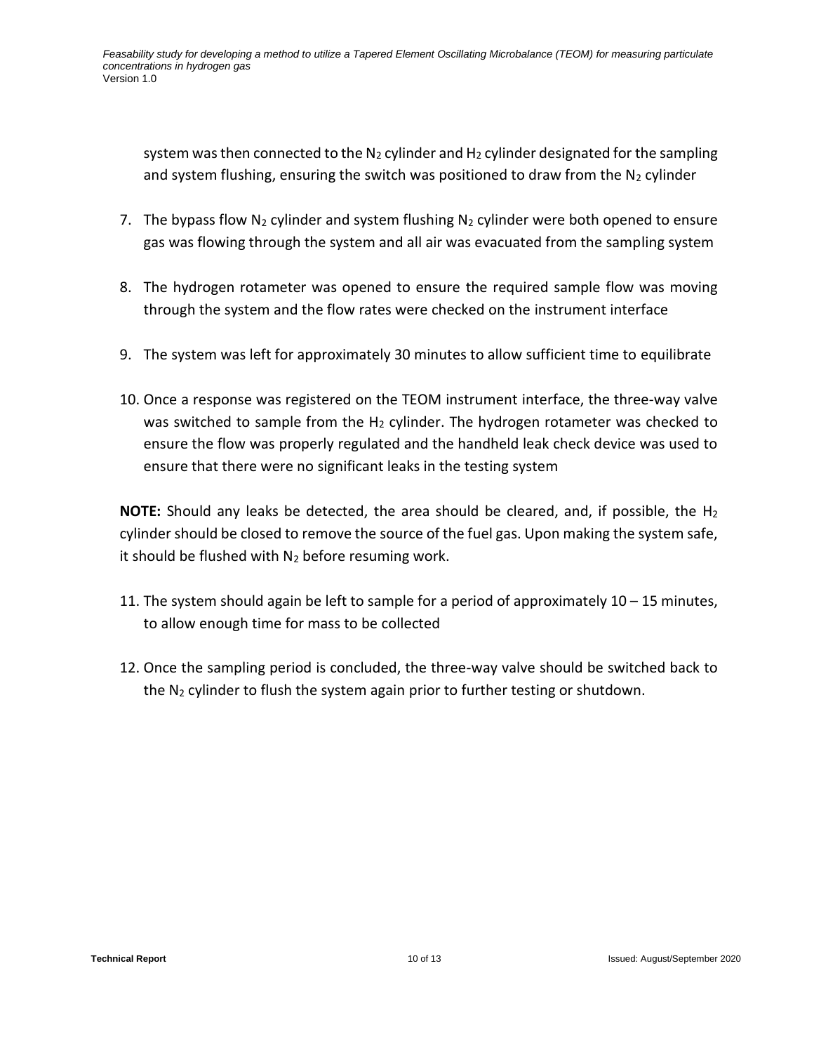system was then connected to the $N_2$ cylinder and $H_2$ cylinder designated for the sampling and system flushing, ensuring the switch was positioned to draw from the $N_2$ cylinder

7. The bypass flow $N_2$ cylinder and system flushing $N_2$ cylinder were both opened to ensure gas was flowing through the system and all air was evacuated from the sampling system

8. The hydrogen rotameter was opened to ensure the required sample flow was moving through the system and the flow rates were checked on the instrument interface

9. The system was left for approximately 30 minutes to allow sufficient time to equilibrate

10. Once a response was registered on the TEOM instrument interface, the three-way valve was switched to sample from the $H_2$ cylinder. The hydrogen rotameter was checked to ensure the flow was properly regulated and the handheld leak check device was used to ensure that there were no significant leaks in the testing system

**NOTE:** Should any leaks be detected, the area should be cleared, and, if possible, the $H_2$ cylinder should be closed to remove the source of the fuel gas. Upon making the system safe, it should be flushed with $N_2$ before resuming work.

11. The system should again be left to sample for a period of approximately 10 – 15 minutes, to allow enough time for mass to be collected

12. Once the sampling period is concluded, the three-way valve should be switched back to the $N_2$ cylinder to flush the system again prior to further testing or shutdown.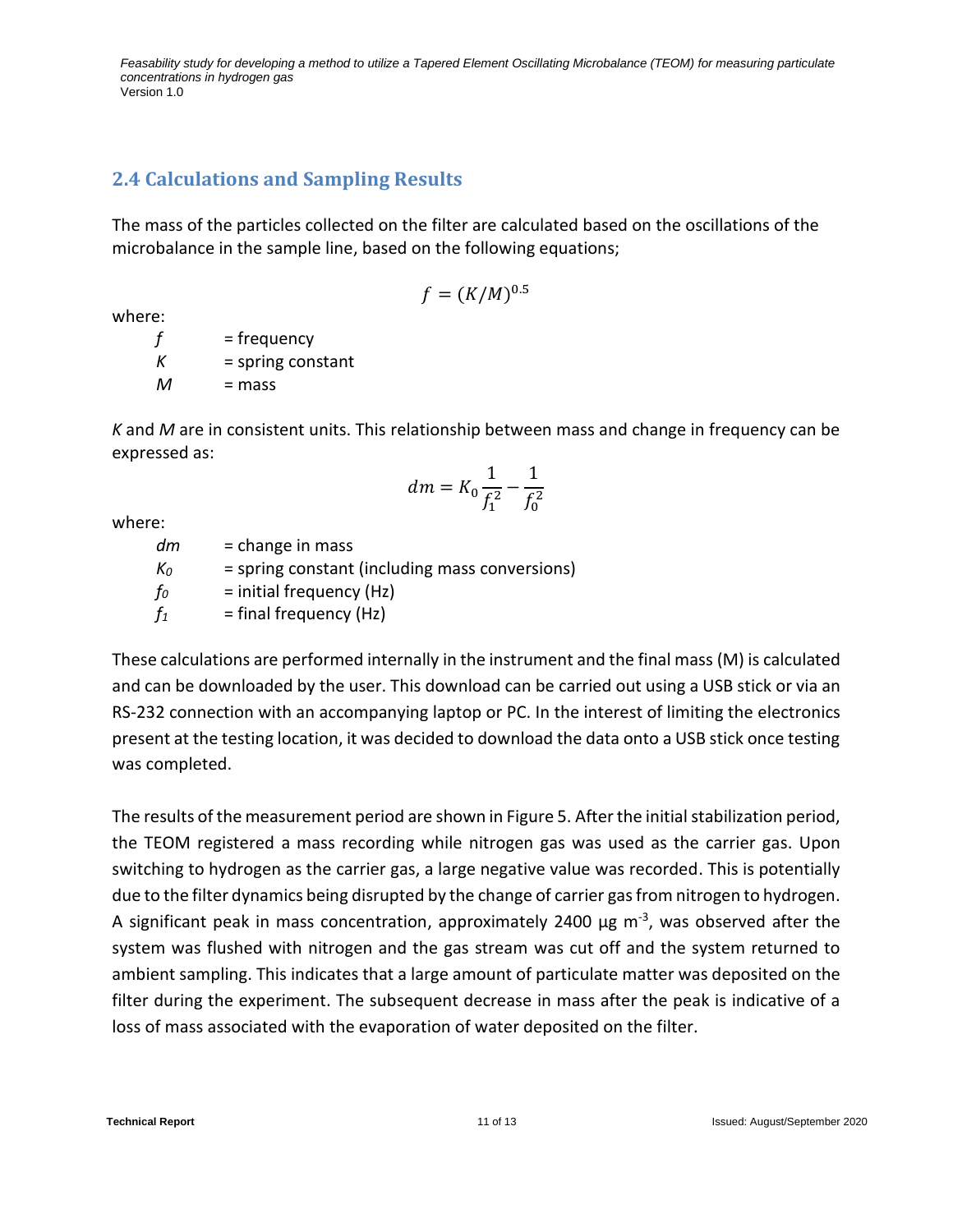## 2.4 Calculations and Sampling Results

The mass of the particles collected on the filter are calculated based on the oscillations of the microbalance in the sample line, based on the following equations;

$$f = (K/M)^{0.5}$$

where:

- $f$ = frequency
- $K$ = spring constant
- $M$ = mass

$K$ and $M$ are in consistent units. This relationship between mass and change in frequency can be expressed as:

$$dm = K_0 \frac{1}{f_1^2} - \frac{1}{f_0^2}$$

where:

- $dm$ = change in mass
- $K_0$ = spring constant (including mass conversions)
- $f_0$ = initial frequency (Hz)
- $f_1$ = final frequency (Hz)

These calculations are performed internally in the instrument and the final mass (M) is calculated and can be downloaded by the user. This download can be carried out using a USB stick or via an RS-232 connection with an accompanying laptop or PC. In the interest of limiting the electronics present at the testing location, it was decided to download the data onto a USB stick once testing was completed.

The results of the measurement period are shown in Figure 5. After the initial stabilization period, the TEOM registered a mass recording while nitrogen gas was used as the carrier gas. Upon switching to hydrogen as the carrier gas, a large negative value was recorded. This is potentially due to the filter dynamics being disrupted by the change of carrier gas from nitrogen to hydrogen. A significant peak in mass concentration, approximately 2400 µg $m^{-3}$, was observed after the system was flushed with nitrogen and the gas stream was cut off and the system returned to ambient sampling. This indicates that a large amount of particulate matter was deposited on the filter during the experiment. The subsequent decrease in mass after the peak is indicative of a loss of mass associated with the evaporation of water deposited on the filter.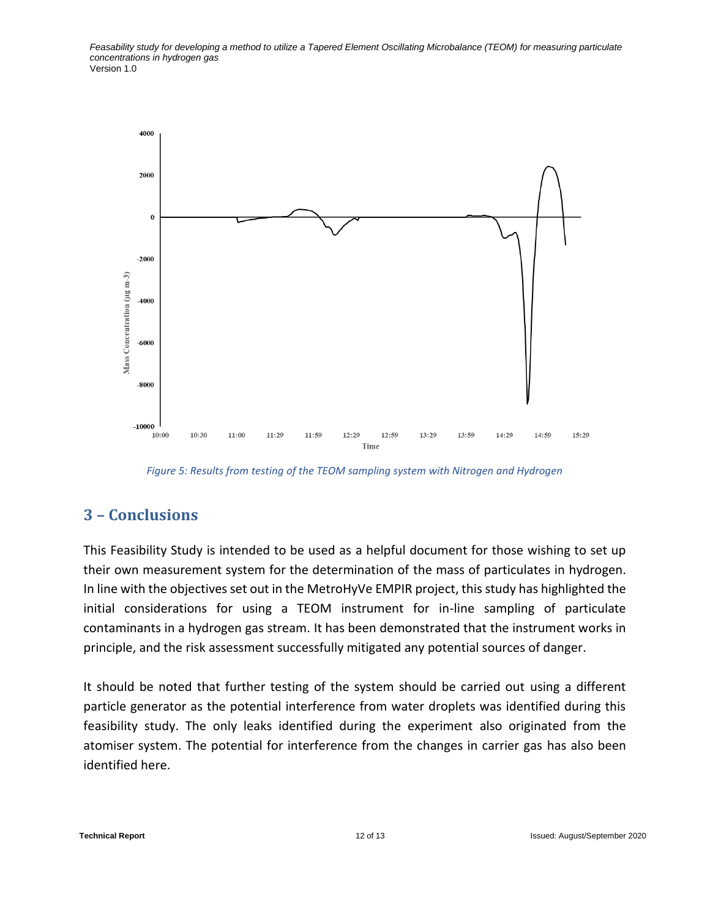*Figure 5: Results from testing of the TEOM sampling system with Nitrogen and Hydrogen*

## 3 – Conclusions

This Feasibility Study is intended to be used as a helpful document for those wishing to set up their own measurement system for the determination of the mass of particulates in hydrogen. In line with the objectives set out in the MetroHyVe EMPIR project, this study has highlighted the initial considerations for using a TEOM instrument for in-line sampling of particulate contaminants in a hydrogen gas stream. It has been demonstrated that the instrument works in principle, and the risk assessment successfully mitigated any potential sources of danger.

It should be noted that further testing of the system should be carried out using a different particle generator as the potential interference from water droplets was identified during this feasibility study. The only leaks identified during the experiment also originated from the atomiser system. The potential for interference from the changes in carrier gas has also been identified here.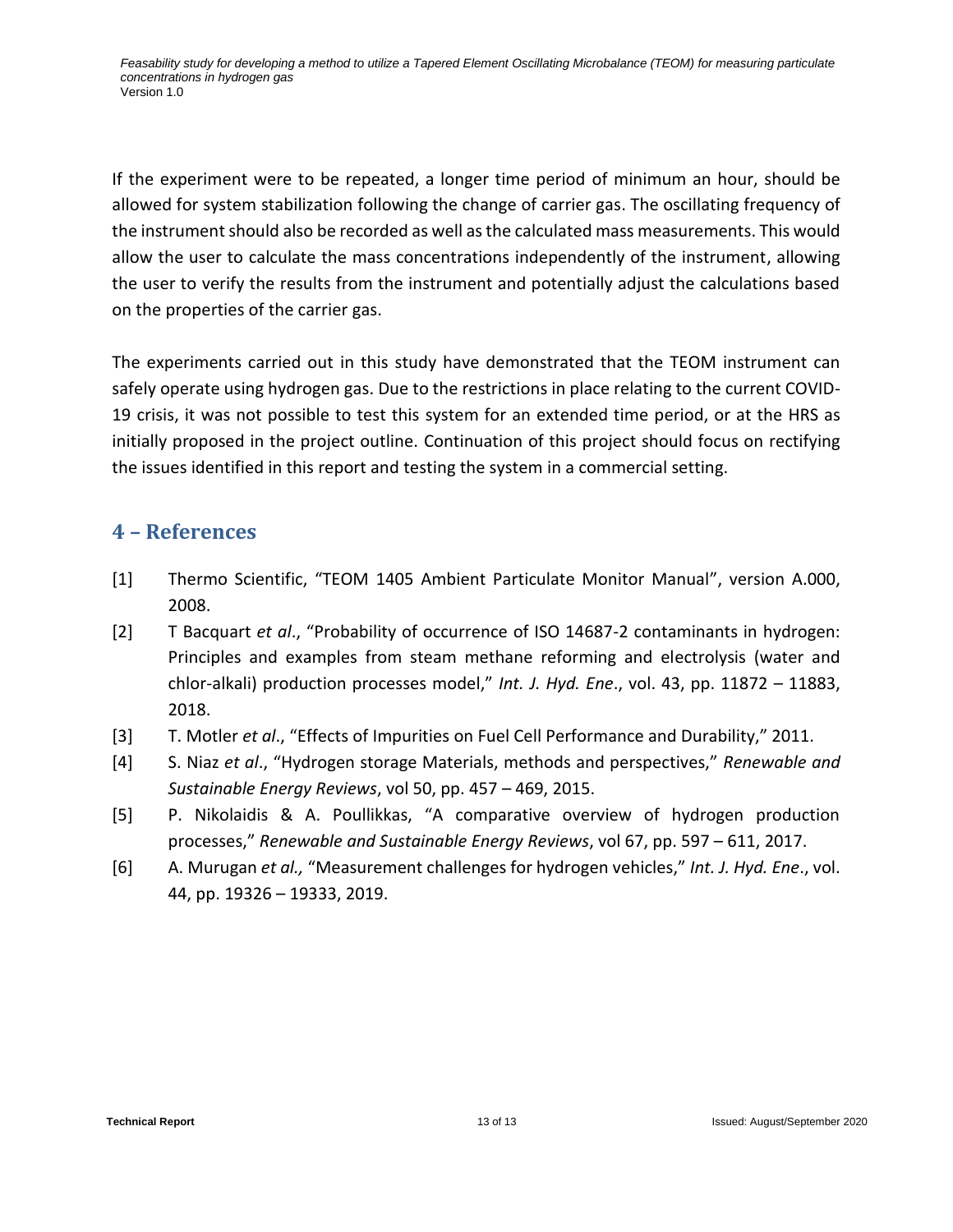If the experiment were to be repeated, a longer time period of minimum an hour, should be allowed for system stabilization following the change of carrier gas. The oscillating frequency of the instrument should also be recorded as well as the calculated mass measurements. This would allow the user to calculate the mass concentrations independently of the instrument, allowing the user to verify the results from the instrument and potentially adjust the calculations based on the properties of the carrier gas.

The experiments carried out in this study have demonstrated that the TEOM instrument can safely operate using hydrogen gas. Due to the restrictions in place relating to the current COVID-19 crisis, it was not possible to test this system for an extended time period, or at the HRS as initially proposed in the project outline. Continuation of this project should focus on rectifying the issues identified in this report and testing the system in a commercial setting.

## 4 – References

[1] Thermo Scientific, "TEOM 1405 Ambient Particulate Monitor Manual", version A.000, 2008.

[2] T Bacquart *et al*., "Probability of occurrence of ISO 14687-2 contaminants in hydrogen: Principles and examples from steam methane reforming and electrolysis (water and chlor-alkali) production processes model," *Int. J. Hyd. Ene*., vol. 43, pp. 11872 – 11883, 2018.

[3] T. Motler *et al*., "Effects of Impurities on Fuel Cell Performance and Durability," 2011.

[4] S. Niaz *et al*., "Hydrogen storage Materials, methods and perspectives," *Renewable and Sustainable Energy Reviews*, vol 50, pp. 457 – 469, 2015.

[5] P. Nikolaidis & A. Poullikkas, "A comparative overview of hydrogen production processes," *Renewable and Sustainable Energy Reviews*, vol 67, pp. 597 – 611, 2017.

[6] A. Murugan *et al.,* "Measurement challenges for hydrogen vehicles," *Int. J. Hyd. Ene*., vol. 44, pp. 19326 – 19333, 2019.